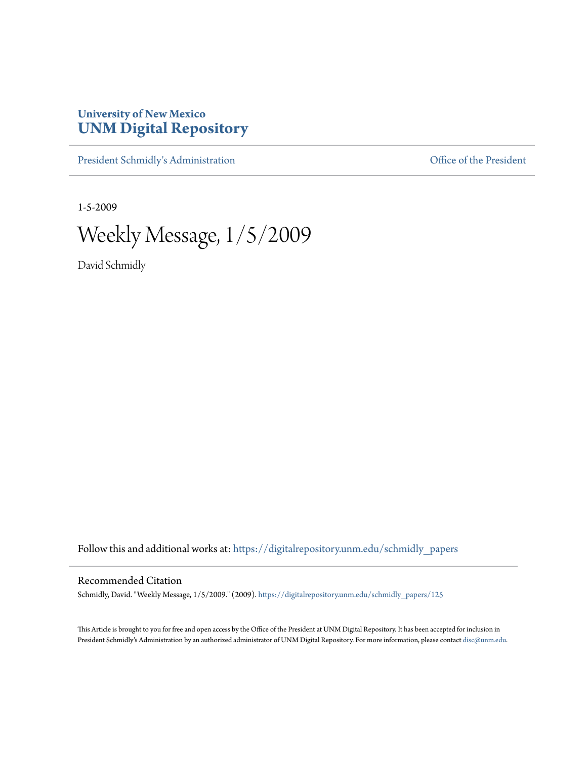University of New Mexico
**UNM Digital Repository**

President Schmidly's Administration | Office of the President

1-5-2009

# Weekly Message, 1/5/2009

David Schmidly

Follow this and additional works at: https://digitalrepository.unm.edu/schmidly_papers

## Recommended Citation

Schmidly, David. "Weekly Message, 1/5/2009." (2009). https://digitalrepository.unm.edu/schmidly_papers/125

This Article is brought to you for free and open access by the Office of the President at UNM Digital Repository. It has been accepted for inclusion in President Schmidly's Administration by an authorized administrator of UNM Digital Repository. For more information, please contact disc@unm.edu.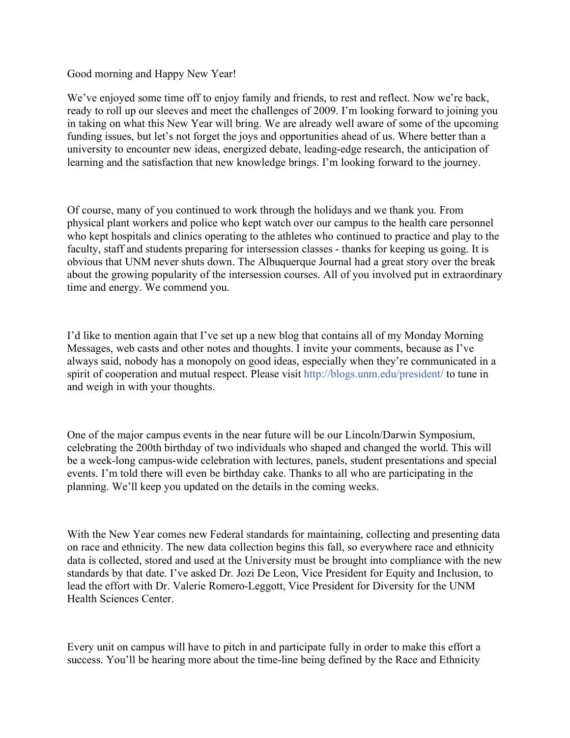Good morning and Happy New Year!

We've enjoyed some time off to enjoy family and friends, to rest and reflect. Now we're back, ready to roll up our sleeves and meet the challenges of 2009. I'm looking forward to joining you in taking on what this New Year will bring. We are already well aware of some of the upcoming funding issues, but let's not forget the joys and opportunities ahead of us. Where better than a university to encounter new ideas, energized debate, leading-edge research, the anticipation of learning and the satisfaction that new knowledge brings. I'm looking forward to the journey.

Of course, many of you continued to work through the holidays and we thank you. From physical plant workers and police who kept watch over our campus to the health care personnel who kept hospitals and clinics operating to the athletes who continued to practice and play to the faculty, staff and students preparing for intersession classes - thanks for keeping us going. It is obvious that UNM never shuts down. The Albuquerque Journal had a great story over the break about the growing popularity of the intersession courses. All of you involved put in extraordinary time and energy. We commend you.

I'd like to mention again that I've set up a new blog that contains all of my Monday Morning Messages, web casts and other notes and thoughts. I invite your comments, because as I've always said, nobody has a monopoly on good ideas, especially when they're communicated in a spirit of cooperation and mutual respect. Please visit http://blogs.unm.edu/president/ to tune in and weigh in with your thoughts.

One of the major campus events in the near future will be our Lincoln/Darwin Symposium, celebrating the 200th birthday of two individuals who shaped and changed the world. This will be a week-long campus-wide celebration with lectures, panels, student presentations and special events. I'm told there will even be birthday cake. Thanks to all who are participating in the planning. We'll keep you updated on the details in the coming weeks.

With the New Year comes new Federal standards for maintaining, collecting and presenting data on race and ethnicity. The new data collection begins this fall, so everywhere race and ethnicity data is collected, stored and used at the University must be brought into compliance with the new standards by that date. I've asked Dr. Jozi De Leon, Vice President for Equity and Inclusion, to lead the effort with Dr. Valerie Romero-Leggott, Vice President for Diversity for the UNM Health Sciences Center.

Every unit on campus will have to pitch in and participate fully in order to make this effort a success. You'll be hearing more about the time-line being defined by the Race and Ethnicity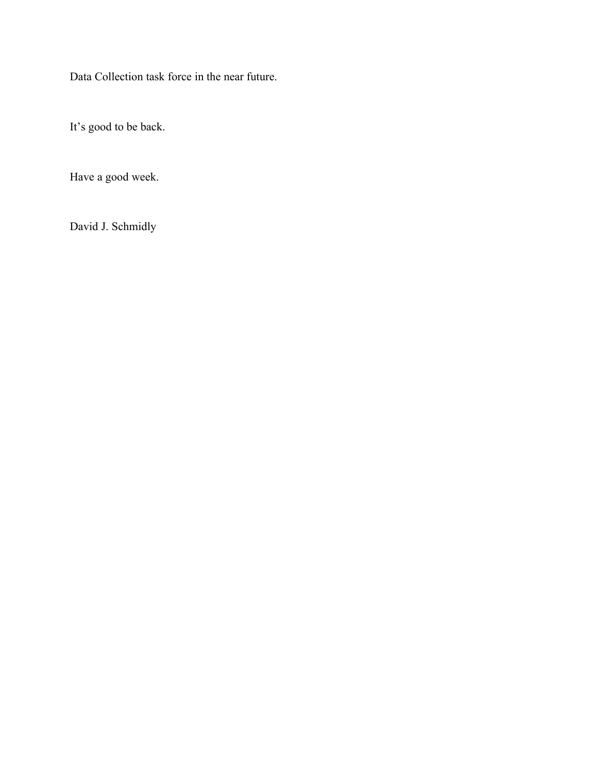Data Collection task force in the near future.

It’s good to be back.

Have a good week.

David J. Schmidly